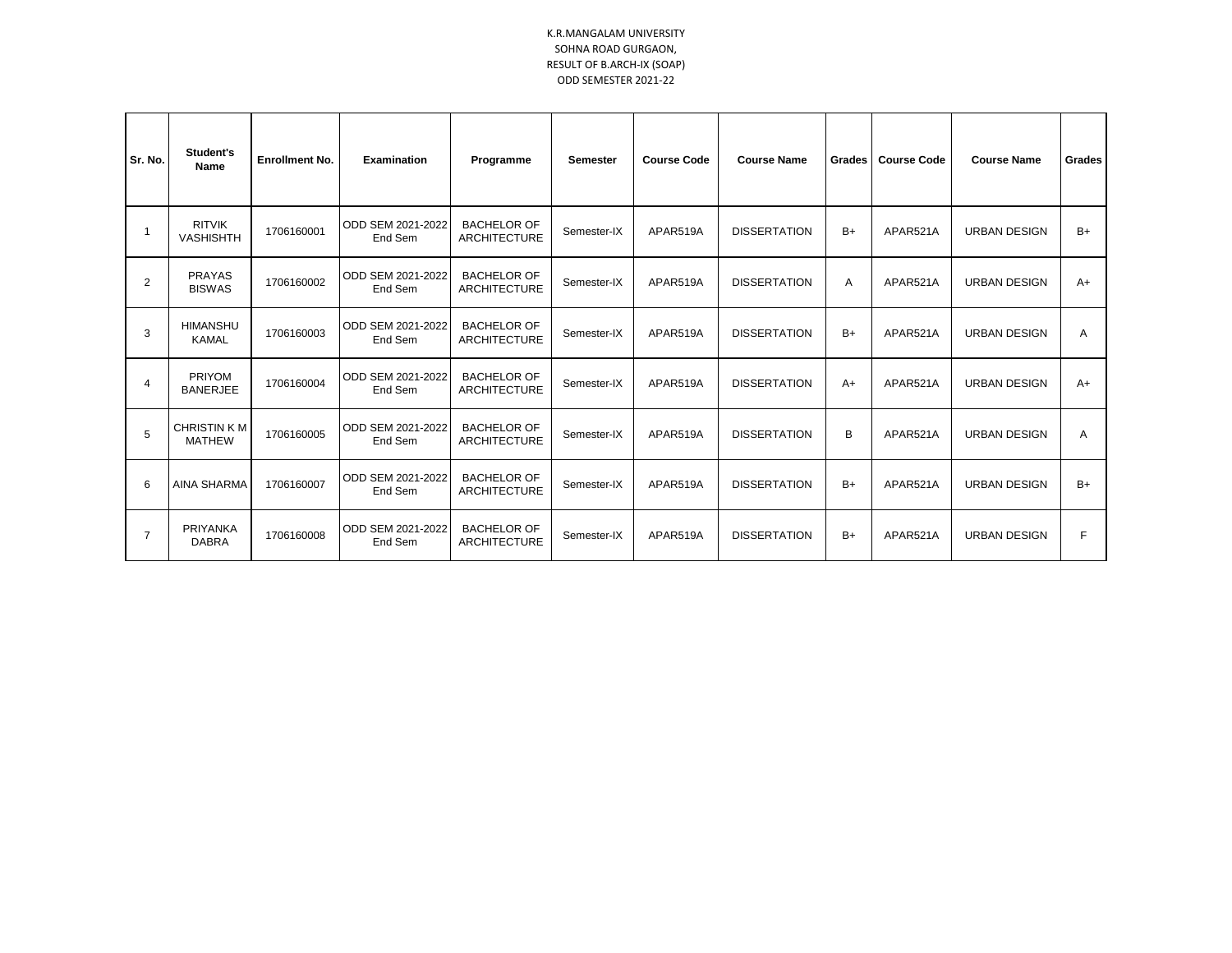K.R.MANGALAM UNIVERSITY
SOHNA ROAD GURGAON,
RESULT OF B.ARCH-IX (SOAP)
ODD SEMESTER 2021-22

| Sr. No. | Student's Name | Enrollment No. | Examination | Programme | Semester | Course Code | Course Name | Grades | Course Code | Course Name | Grades |
|---|---|---|---|---|---|---|---|---|---|---|---|
| 1 | RITVIK VASHISHTH | 1706160001 | ODD SEM 2021-2022 End Sem | BACHELOR OF ARCHITECTURE | Semester-IX | APAR519A | DISSERTATION | B+ | APAR521A | URBAN DESIGN | B+ |
| 2 | PRAYAS BISWAS | 1706160002 | ODD SEM 2021-2022 End Sem | BACHELOR OF ARCHITECTURE | Semester-IX | APAR519A | DISSERTATION | A | APAR521A | URBAN DESIGN | A+ |
| 3 | HIMANSHU KAMAL | 1706160003 | ODD SEM 2021-2022 End Sem | BACHELOR OF ARCHITECTURE | Semester-IX | APAR519A | DISSERTATION | B+ | APAR521A | URBAN DESIGN | A |
| 4 | PRIYOM BANERJEE | 1706160004 | ODD SEM 2021-2022 End Sem | BACHELOR OF ARCHITECTURE | Semester-IX | APAR519A | DISSERTATION | A+ | APAR521A | URBAN DESIGN | A+ |
| 5 | CHRISTIN K M MATHEW | 1706160005 | ODD SEM 2021-2022 End Sem | BACHELOR OF ARCHITECTURE | Semester-IX | APAR519A | DISSERTATION | B | APAR521A | URBAN DESIGN | A |
| 6 | AINA SHARMA | 1706160007 | ODD SEM 2021-2022 End Sem | BACHELOR OF ARCHITECTURE | Semester-IX | APAR519A | DISSERTATION | B+ | APAR521A | URBAN DESIGN | B+ |
| 7 | PRIYANKA DABRA | 1706160008 | ODD SEM 2021-2022 End Sem | BACHELOR OF ARCHITECTURE | Semester-IX | APAR519A | DISSERTATION | B+ | APAR521A | URBAN DESIGN | F |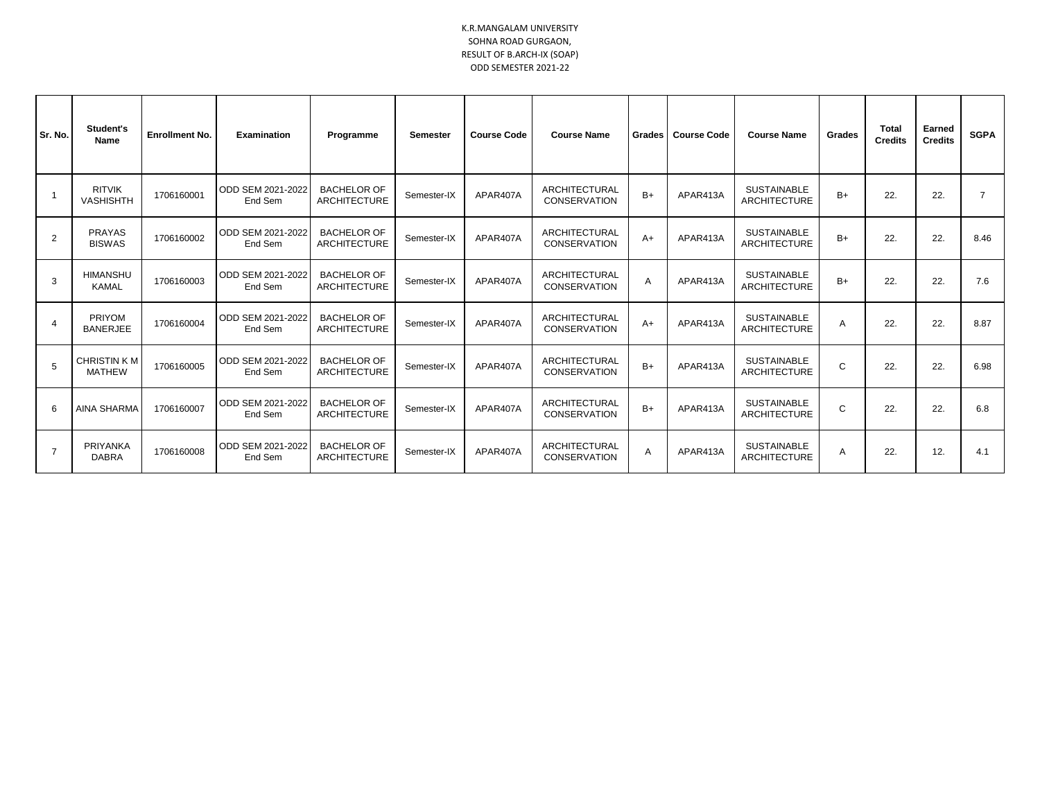K.R.MANGALAM UNIVERSITY
SOHNA ROAD GURGAON,
RESULT OF B.ARCH-IX (SOAP)
ODD SEMESTER 2021-22

| Sr. No. | Student's Name | Enrollment No. | Examination | Programme | Semester | Course Code | Course Name | Grades | Course Code | Course Name | Grades | Total Credits | Earned Credits | SGPA |
|---|---|---|---|---|---|---|---|---|---|---|---|---|---|---|
| 1 | RITVIK VASHISHTH | 1706160001 | ODD SEM 2021-2022 End Sem | BACHELOR OF ARCHITECTURE | Semester-IX | APAR407A | ARCHITECTURAL CONSERVATION | B+ | APAR413A | SUSTAINABLE ARCHITECTURE | B+ | 22. | 22. | 7 |
| 2 | PRAYAS BISWAS | 1706160002 | ODD SEM 2021-2022 End Sem | BACHELOR OF ARCHITECTURE | Semester-IX | APAR407A | ARCHITECTURAL CONSERVATION | A+ | APAR413A | SUSTAINABLE ARCHITECTURE | B+ | 22. | 22. | 8.46 |
| 3 | HIMANSHU KAMAL | 1706160003 | ODD SEM 2021-2022 End Sem | BACHELOR OF ARCHITECTURE | Semester-IX | APAR407A | ARCHITECTURAL CONSERVATION | A | APAR413A | SUSTAINABLE ARCHITECTURE | B+ | 22. | 22. | 7.6 |
| 4 | PRIYOM BANERJEE | 1706160004 | ODD SEM 2021-2022 End Sem | BACHELOR OF ARCHITECTURE | Semester-IX | APAR407A | ARCHITECTURAL CONSERVATION | A+ | APAR413A | SUSTAINABLE ARCHITECTURE | A | 22. | 22. | 8.87 |
| 5 | CHRISTIN K M MATHEW | 1706160005 | ODD SEM 2021-2022 End Sem | BACHELOR OF ARCHITECTURE | Semester-IX | APAR407A | ARCHITECTURAL CONSERVATION | B+ | APAR413A | SUSTAINABLE ARCHITECTURE | C | 22. | 22. | 6.98 |
| 6 | AINA SHARMA | 1706160007 | ODD SEM 2021-2022 End Sem | BACHELOR OF ARCHITECTURE | Semester-IX | APAR407A | ARCHITECTURAL CONSERVATION | B+ | APAR413A | SUSTAINABLE ARCHITECTURE | C | 22. | 22. | 6.8 |
| 7 | PRIYANKA DABRA | 1706160008 | ODD SEM 2021-2022 End Sem | BACHELOR OF ARCHITECTURE | Semester-IX | APAR407A | ARCHITECTURAL CONSERVATION | A | APAR413A | SUSTAINABLE ARCHITECTURE | A | 22. | 12. | 4.1 |